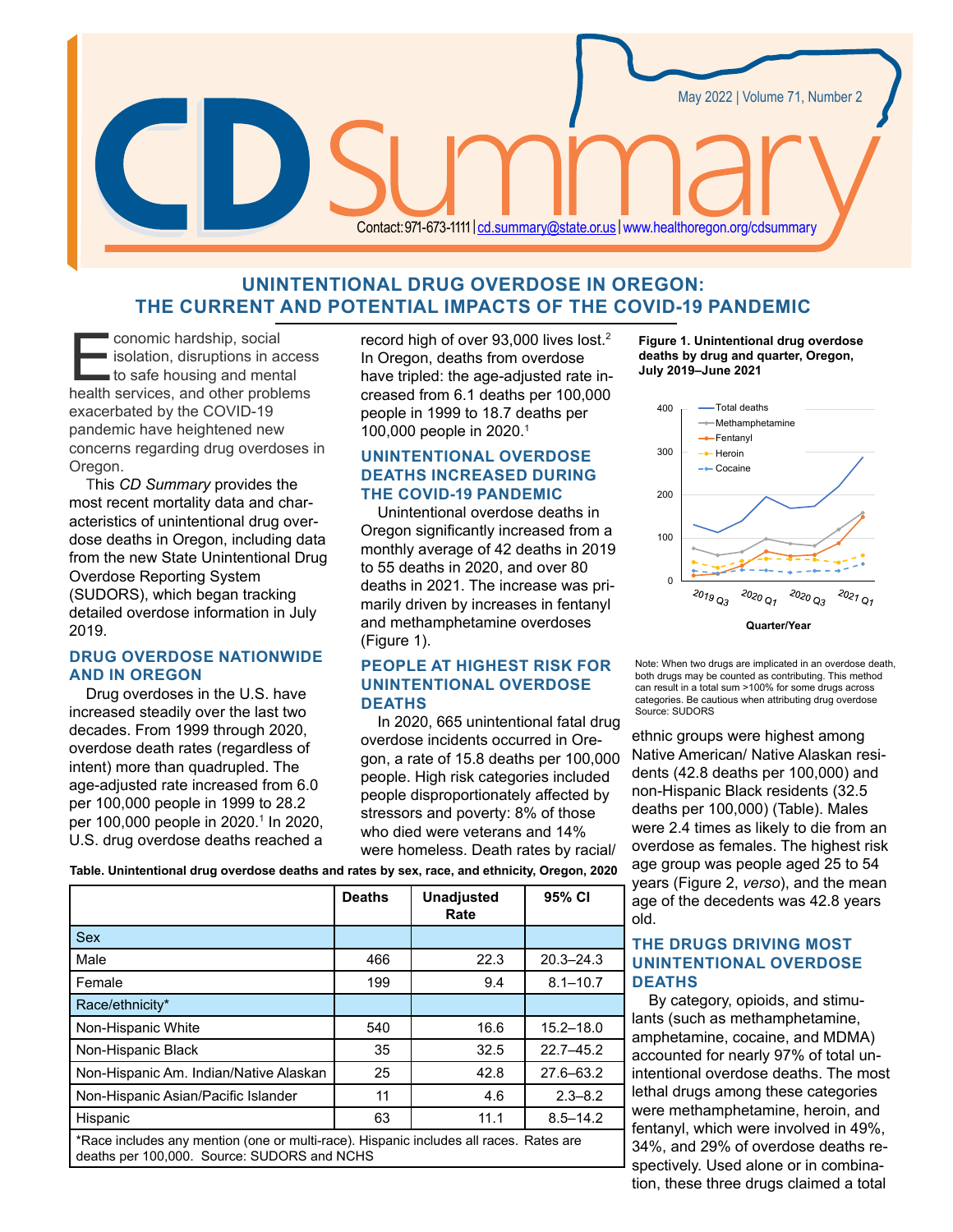# CD Summary

May 2022 | Volume 71, Number 2

Contact: 971-673-1111 | cd.summary@state.or.us | www.healthoregon.org/cdsummary

## UNINTENTIONAL DRUG OVERDOSE IN OREGON: THE CURRENT AND POTENTIAL IMPACTS OF THE COVID-19 PANDEMIC

Economic hardship, social isolation, disruptions in access to safe housing and mental health services, and other problems exacerbated by the COVID-19 pandemic have heightened new concerns regarding drug overdoses in Oregon.

This *CD Summary* provides the most recent mortality data and characteristics of unintentional drug overdose deaths in Oregon, including data from the new State Unintentional Drug Overdose Reporting System (SUDORS), which began tracking detailed overdose information in July 2019.

### DRUG OVERDOSE NATIONWIDE AND IN OREGON

Drug overdoses in the U.S. have increased steadily over the last two decades. From 1999 through 2020, overdose death rates (regardless of intent) more than quadrupled. The age-adjusted rate increased from 6.0 per 100,000 people in 1999 to 28.2 per 100,000 people in 2020.[1] In 2020, U.S. drug overdose deaths reached a record high of over 93,000 lives lost.[2] In Oregon, deaths from overdose have tripled: the age-adjusted rate increased from 6.1 deaths per 100,000 people in 1999 to 18.7 deaths per 100,000 people in 2020.[1]

### UNINTENTIONAL OVERDOSE DEATHS INCREASED DURING THE COVID-19 PANDEMIC

Unintentional overdose deaths in Oregon significantly increased from a monthly average of 42 deaths in 2019 to 55 deaths in 2020, and over 80 deaths in 2021. The increase was primarily driven by increases in fentanyl and methamphetamine overdoses (Figure 1).

### PEOPLE AT HIGHEST RISK FOR UNINTENTIONAL OVERDOSE DEATHS

In 2020, 665 unintentional fatal drug overdose incidents occurred in Oregon, a rate of 15.8 deaths per 100,000 people. High risk categories included people disproportionately affected by stressors and poverty: 8% of those who died were veterans and 14% were homeless. Death rates by racial/ethnic groups were highest among Native American/ Native Alaskan residents (42.8 deaths per 100,000) and non-Hispanic Black residents (32.5 deaths per 100,000) (Table). Males were 2.4 times as likely to die from an overdose as females. The highest risk age group was people aged 25 to 54 years (Figure 2, *verso*), and the mean age of the decedents was 42.8 years old.

**Figure 1. Unintentional drug overdose deaths by drug and quarter, Oregon, July 2019–June 2021**

Note: When two drugs are implicated in an overdose death, both drugs may be counted as contributing. This method can result in a total sum >100% for some drugs across categories. Be cautious when attributing drug overdose Source: SUDORS

**Table. Unintentional drug overdose deaths and rates by sex, race, and ethnicity, Oregon, 2020**

| | Deaths | Unadjusted Rate | 95% CI |
|---|---|---|---|
| Sex | | | |
| Male | 466 | 22.3 | 20.3–24.3 |
| Female | 199 | 9.4 | 8.1–10.7 |
| Race/ethnicity* | | | |
| Non-Hispanic White | 540 | 16.6 | 15.2–18.0 |
| Non-Hispanic Black | 35 | 32.5 | 22.7–45.2 |
| Non-Hispanic Am. Indian/Native Alaskan | 25 | 42.8 | 27.6–63.2 |
| Non-Hispanic Asian/Pacific Islander | 11 | 4.6 | 2.3–8.2 |
| Hispanic | 63 | 11.1 | 8.5–14.2 |

*Race includes any mention (one or multi-race). Hispanic includes all races. Rates are deaths per 100,000. Source: SUDORS and NCHS

### THE DRUGS DRIVING MOST UNINTENTIONAL OVERDOSE DEATHS

By category, opioids, and stimulants (such as methamphetamine, amphetamine, cocaine, and MDMA) accounted for nearly 97% of total unintentional overdose deaths. The most lethal drugs among these categories were methamphetamine, heroin, and fentanyl, which were involved in 49%, 34%, and 29% of overdose deaths respectively. Used alone or in combination, these three drugs claimed a total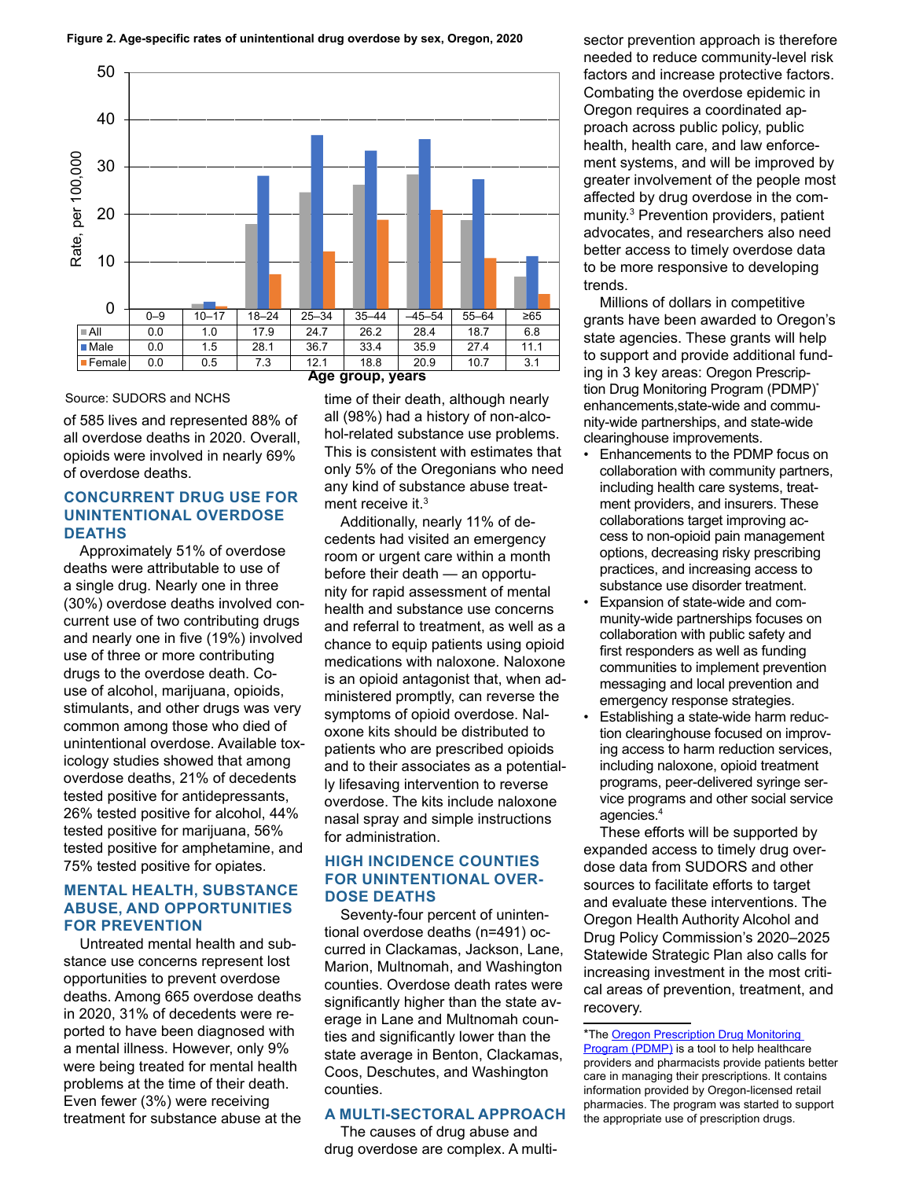**Figure 2. Age-specific rates of unintentional drug overdose by sex, Oregon, 2020**

| | 0–9 | 10–17 | 18–24 | 25–34 | 35–44 | –45–54 | 55–64 | ≥65 |
|---|---|---|---|---|---|---|---|---|
| All | 0.0 | 1.0 | 17.9 | 24.7 | 26.2 | 28.4 | 18.7 | 6.8 |
| Male | 0.0 | 1.5 | 28.1 | 36.7 | 33.4 | 35.9 | 27.4 | 11.1 |
| Female | 0.0 | 0.5 | 7.3 | 12.1 | 18.8 | 20.9 | 10.7 | 3.1 |

Rate, per 100,000 — Age group, years

Source: SUDORS and NCHS

of 585 lives and represented 88% of all overdose deaths in 2020. Overall, opioids were involved in nearly 69% of overdose deaths.

## CONCURRENT DRUG USE FOR UNINTENTIONAL OVERDOSE DEATHS

Approximately 51% of overdose deaths were attributable to use of a single drug. Nearly one in three (30%) overdose deaths involved concurrent use of two contributing drugs and nearly one in five (19%) involved use of three or more contributing drugs to the overdose death. Co-use of alcohol, marijuana, opioids, stimulants, and other drugs was very common among those who died of unintentional overdose. Available toxicology studies showed that among overdose deaths, 21% of decedents tested positive for antidepressants, 26% tested positive for alcohol, 44% tested positive for marijuana, 56% tested positive for amphetamine, and 75% tested positive for opiates.

## MENTAL HEALTH, SUBSTANCE ABUSE, AND OPPORTUNITIES FOR PREVENTION

Untreated mental health and substance use concerns represent lost opportunities to prevent overdose deaths. Among 665 overdose deaths in 2020, 31% of decedents were reported to have been diagnosed with a mental illness. However, only 9% were being treated for mental health problems at the time of their death. Even fewer (3%) were receiving treatment for substance abuse at the time of their death, although nearly all (98%) had a history of non-alcohol-related substance use problems. This is consistent with estimates that only 5% of the Oregonians who need any kind of substance abuse treatment receive it.[3]

Additionally, nearly 11% of decedents had visited an emergency room or urgent care within a month before their death — an opportunity for rapid assessment of mental health and substance use concerns and referral to treatment, as well as a chance to equip patients using opioid medications with naloxone. Naloxone is an opioid antagonist that, when administered promptly, can reverse the symptoms of opioid overdose. Naloxone kits should be distributed to patients who are prescribed opioids and to their associates as a potentially lifesaving intervention to reverse overdose. The kits include naloxone nasal spray and simple instructions for administration.

## HIGH INCIDENCE COUNTIES FOR UNINTENTIONAL OVERDOSE DEATHS

Seventy-four percent of unintentional overdose deaths (n=491) occurred in Clackamas, Jackson, Lane, Marion, Multnomah, and Washington counties. Overdose death rates were significantly higher than the state average in Lane and Multnomah counties and significantly lower than the state average in Benton, Clackamas, Coos, Deschutes, and Washington counties.

## A MULTI-SECTORAL APPROACH

The causes of drug abuse and drug overdose are complex. A multi-sector prevention approach is therefore needed to reduce community-level risk factors and increase protective factors. Combating the overdose epidemic in Oregon requires a coordinated approach across public policy, public health, health care, and law enforcement systems, and will be improved by greater involvement of the people most affected by drug overdose in the community.[3] Prevention providers, patient advocates, and researchers also need better access to timely overdose data to be more responsive to developing trends.

Millions of dollars in competitive grants have been awarded to Oregon's state agencies. These grants will help to support and provide additional funding in 3 key areas: Oregon Prescription Drug Monitoring Program (PDMP)* enhancements,state-wide and community-wide partnerships, and state-wide clearinghouse improvements.

- Enhancements to the PDMP focus on collaboration with community partners, including health care systems, treatment providers, and insurers. These collaborations target improving access to non-opioid pain management options, decreasing risky prescribing practices, and increasing access to substance use disorder treatment.
- Expansion of state-wide and community-wide partnerships focuses on collaboration with public safety and first responders as well as funding communities to implement prevention messaging and local prevention and emergency response strategies.
- Establishing a state-wide harm reduction clearinghouse focused on improving access to harm reduction services, including naloxone, opioid treatment programs, peer-delivered syringe service programs and other social service agencies.[4]

These efforts will be supported by expanded access to timely drug overdose data from SUDORS and other sources to facilitate efforts to target and evaluate these interventions. The Oregon Health Authority Alcohol and Drug Policy Commission's 2020–2025 Statewide Strategic Plan also calls for increasing investment in the most critical areas of prevention, treatment, and recovery.

---

*The Oregon Prescription Drug Monitoring Program (PDMP) is a tool to help healthcare providers and pharmacists provide patients better care in managing their prescriptions. It contains information provided by Oregon-licensed retail pharmacies. The program was started to support the appropriate use of prescription drugs.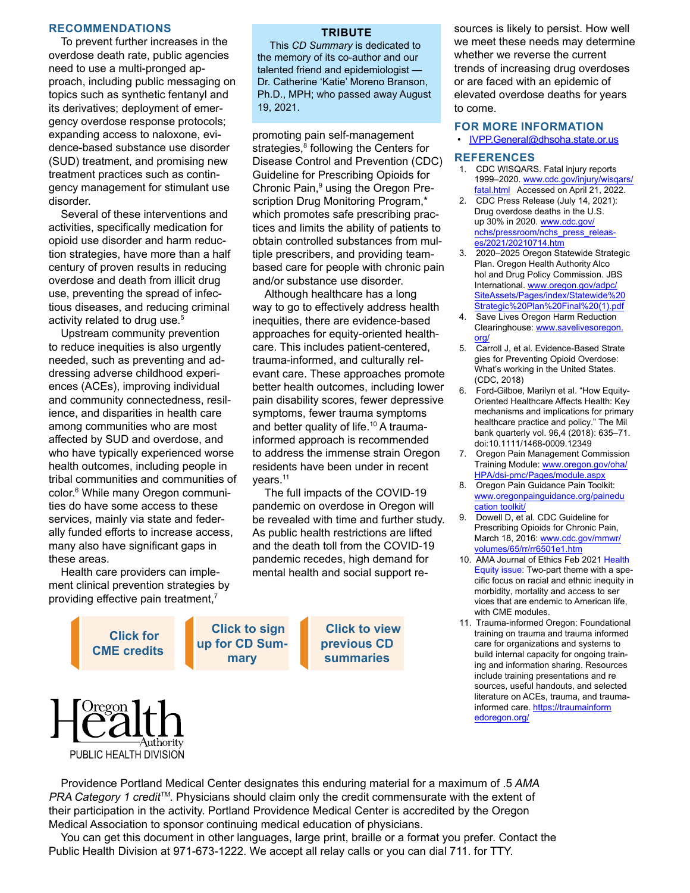## RECOMMENDATIONS

To prevent further increases in the overdose death rate, public agencies need to use a multi-pronged approach, including public messaging on topics such as synthetic fentanyl and its derivatives; deployment of emergency overdose response protocols; expanding access to naloxone, evidence-based substance use disorder (SUD) treatment, and promising new treatment practices such as contingency management for stimulant use disorder.

Several of these interventions and activities, specifically medication for opioid use disorder and harm reduction strategies, have more than a half century of proven results in reducing overdose and death from illicit drug use, preventing the spread of infectious diseases, and reducing criminal activity related to drug use.[5]

Upstream community prevention to reduce inequities is also urgently needed, such as preventing and addressing adverse childhood experiences (ACEs), improving individual and community connectedness, resilience, and disparities in health care among communities who are most affected by SUD and overdose, and who have typically experienced worse health outcomes, including people in tribal communities and communities of color.[6] While many Oregon communities do have some access to these services, mainly via state and federally funded efforts to increase access, many also have significant gaps in these areas.

Health care providers can implement clinical prevention strategies by providing effective pain treatment,[7] promoting pain self-management strategies,[8] following the Centers for Disease Control and Prevention (CDC) Guideline for Prescribing Opioids for Chronic Pain,[9] using the Oregon Prescription Drug Monitoring Program,* which promotes safe prescribing practices and limits the ability of patients to obtain controlled substances from multiple prescribers, and providing team-based care for people with chronic pain and/or substance use disorder.

Although healthcare has a long way to go to effectively address health inequities, there are evidence-based approaches for equity-oriented healthcare. This includes patient-centered, trauma-informed, and culturally relevant care. These approaches promote better health outcomes, including lower pain disability scores, fewer depressive symptoms, fewer trauma symptoms and better quality of life.[10] A trauma-informed approach is recommended to address the immense strain Oregon residents have been under in recent years.[11]

The full impacts of the COVID-19 pandemic on overdose in Oregon will be revealed with time and further study. As public health restrictions are lifted and the death toll from the COVID-19 pandemic recedes, high demand for mental health and social support resources is likely to persist. How well we meet these needs may determine whether we reverse the current trends of increasing drug overdoses or are faced with an epidemic of elevated overdose deaths for years to come.

### TRIBUTE

This *CD Summary* is dedicated to the memory of its co-author and our talented friend and epidemiologist — Dr. Catherine 'Katie' Moreno Branson, Ph.D., MPH; who passed away August 19, 2021.

## FOR MORE INFORMATION

- IVPP.General@dhsoha.state.or.us

## REFERENCES

1. CDC WISQARS. Fatal injury reports 1999–2020. www.cdc.gov/injury/wisqars/fatal.html Accessed on April 21, 2022.
2. CDC Press Release (July 14, 2021): Drug overdose deaths in the U.S. up 30% in 2020. www.cdc.gov/nchs/pressroom/nchs_press_releases/2021/20210714.htm
3. 2020–2025 Oregon Statewide Strategic Plan. Oregon Health Authority Alcohol and Drug Policy Commission. JBS International. www.oregon.gov/adpc/SiteAssets/Pages/index/Statewide%20Strategic%20Plan%20Final%20(1).pdf
4. Save Lives Oregon Harm Reduction Clearinghouse: www.savelivesoregon.org/
5. Carroll J, et al. Evidence-Based Strategies for Preventing Opioid Overdose: What's working in the United States. (CDC, 2018)
6. Ford-Gilboe, Marilyn et al. "How Equity-Oriented Healthcare Affects Health: Key mechanisms and implications for primary healthcare practice and policy." The Milbank quarterly vol. 96,4 (2018): 635–71. doi:10.1111/1468-0009.12349
7. Oregon Pain Management Commission Training Module: www.oregon.gov/oha/HPA/dsi-pmc/Pages/module.aspx
8. Oregon Pain Guidance Pain Toolkit: www.oregonpainguidance.org/paineducation toolkit/
9. Dowell D, et al. CDC Guideline for Prescribing Opioids for Chronic Pain, March 18, 2016: www.cdc.gov/mmwr/volumes/65/rr/rr6501e1.htm
10. AMA Journal of Ethics Feb 2021 Health Equity issue: Two-part theme with a specific focus on racial and ethnic inequity in morbidity, mortality and access to services that are endemic to American life, with CME modules.
11. Trauma-informed Oregon: Foundational training on trauma and trauma informed care for organizations and systems to build internal capacity for ongoing training and information sharing. Resources include training presentations and resources, useful handouts, and selected literature on ACEs, trauma, and trauma-informed care. https://traumainformedoregon.org/

**Click for CME credits**

**Click to sign up for CD Summary**

**Click to view previous CD summaries**

Oregon Health Authority
PUBLIC HEALTH DIVISION

Providence Portland Medical Center designates this enduring material for a maximum of .5 *AMA PRA Category 1 credit™*. Physicians should claim only the credit commensurate with the extent of their participation in the activity. Portland Providence Medical Center is accredited by the Oregon Medical Association to sponsor continuing medical education of physicians.

You can get this document in other languages, large print, braille or a format you prefer. Contact the Public Health Division at 971-673-1222. We accept all relay calls or you can dial 711. for TTY.